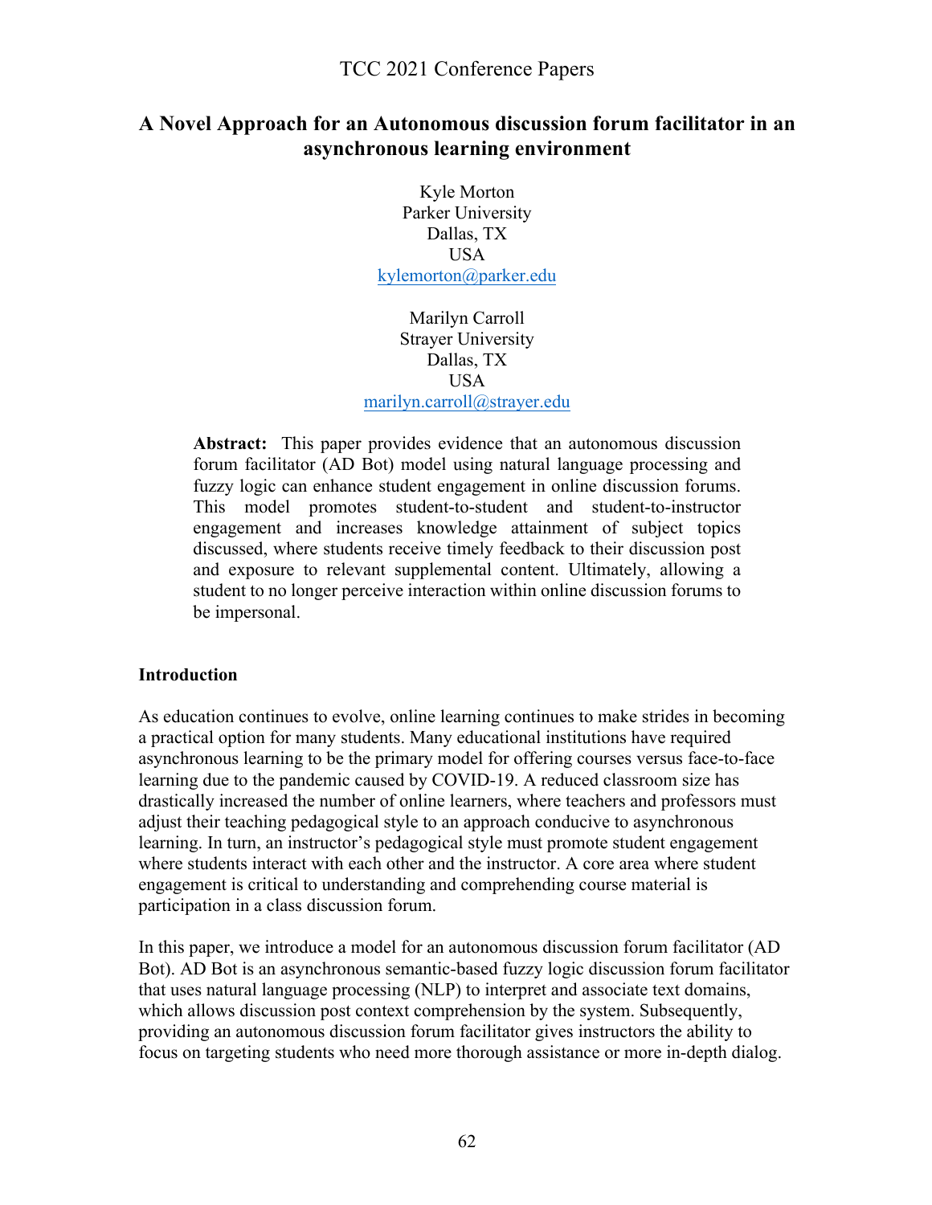# A Novel Approach for an Autonomous discussion forum facilitator in an asynchronous learning environment

Kyle Morton
Parker University
Dallas, TX
USA
kylemorton@parker.edu

Marilyn Carroll
Strayer University
Dallas, TX
USA
marilyn.carroll@strayer.edu

**Abstract:** This paper provides evidence that an autonomous discussion forum facilitator (AD Bot) model using natural language processing and fuzzy logic can enhance student engagement in online discussion forums. This model promotes student-to-student and student-to-instructor engagement and increases knowledge attainment of subject topics discussed, where students receive timely feedback to their discussion post and exposure to relevant supplemental content. Ultimately, allowing a student to no longer perceive interaction within online discussion forums to be impersonal.

## Introduction

As education continues to evolve, online learning continues to make strides in becoming a practical option for many students. Many educational institutions have required asynchronous learning to be the primary model for offering courses versus face-to-face learning due to the pandemic caused by COVID-19. A reduced classroom size has drastically increased the number of online learners, where teachers and professors must adjust their teaching pedagogical style to an approach conducive to asynchronous learning. In turn, an instructor's pedagogical style must promote student engagement where students interact with each other and the instructor. A core area where student engagement is critical to understanding and comprehending course material is participation in a class discussion forum.

In this paper, we introduce a model for an autonomous discussion forum facilitator (AD Bot). AD Bot is an asynchronous semantic-based fuzzy logic discussion forum facilitator that uses natural language processing (NLP) to interpret and associate text domains, which allows discussion post context comprehension by the system. Subsequently, providing an autonomous discussion forum facilitator gives instructors the ability to focus on targeting students who need more thorough assistance or more in-depth dialog.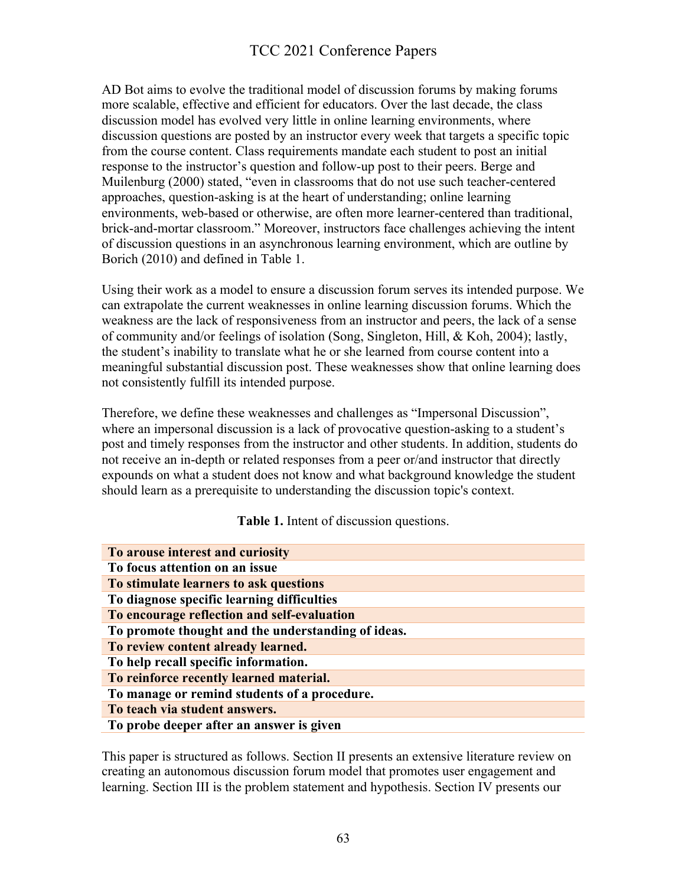AD Bot aims to evolve the traditional model of discussion forums by making forums more scalable, effective and efficient for educators. Over the last decade, the class discussion model has evolved very little in online learning environments, where discussion questions are posted by an instructor every week that targets a specific topic from the course content. Class requirements mandate each student to post an initial response to the instructor's question and follow-up post to their peers. Berge and Muilenburg (2000) stated, "even in classrooms that do not use such teacher-centered approaches, question-asking is at the heart of understanding; online learning environments, web-based or otherwise, are often more learner-centered than traditional, brick-and-mortar classroom." Moreover, instructors face challenges achieving the intent of discussion questions in an asynchronous learning environment, which are outline by Borich (2010) and defined in Table 1.

Using their work as a model to ensure a discussion forum serves its intended purpose. We can extrapolate the current weaknesses in online learning discussion forums. Which the weakness are the lack of responsiveness from an instructor and peers, the lack of a sense of community and/or feelings of isolation (Song, Singleton, Hill, & Koh, 2004); lastly, the student's inability to translate what he or she learned from course content into a meaningful substantial discussion post. These weaknesses show that online learning does not consistently fulfill its intended purpose.

Therefore, we define these weaknesses and challenges as "Impersonal Discussion", where an impersonal discussion is a lack of provocative question-asking to a student's post and timely responses from the instructor and other students. In addition, students do not receive an in-depth or related responses from a peer or/and instructor that directly expounds on what a student does not know and what background knowledge the student should learn as a prerequisite to understanding the discussion topic's context.

**Table 1.** Intent of discussion questions.

| |
|---|
| **To arouse interest and curiosity** |
| **To focus attention on an issue** |
| **To stimulate learners to ask questions** |
| **To diagnose specific learning difficulties** |
| **To encourage reflection and self-evaluation** |
| **To promote thought and the understanding of ideas.** |
| **To review content already learned.** |
| **To help recall specific information.** |
| **To reinforce recently learned material.** |
| **To manage or remind students of a procedure.** |
| **To teach via student answers.** |
| **To probe deeper after an answer is given** |

This paper is structured as follows. Section II presents an extensive literature review on creating an autonomous discussion forum model that promotes user engagement and learning. Section III is the problem statement and hypothesis. Section IV presents our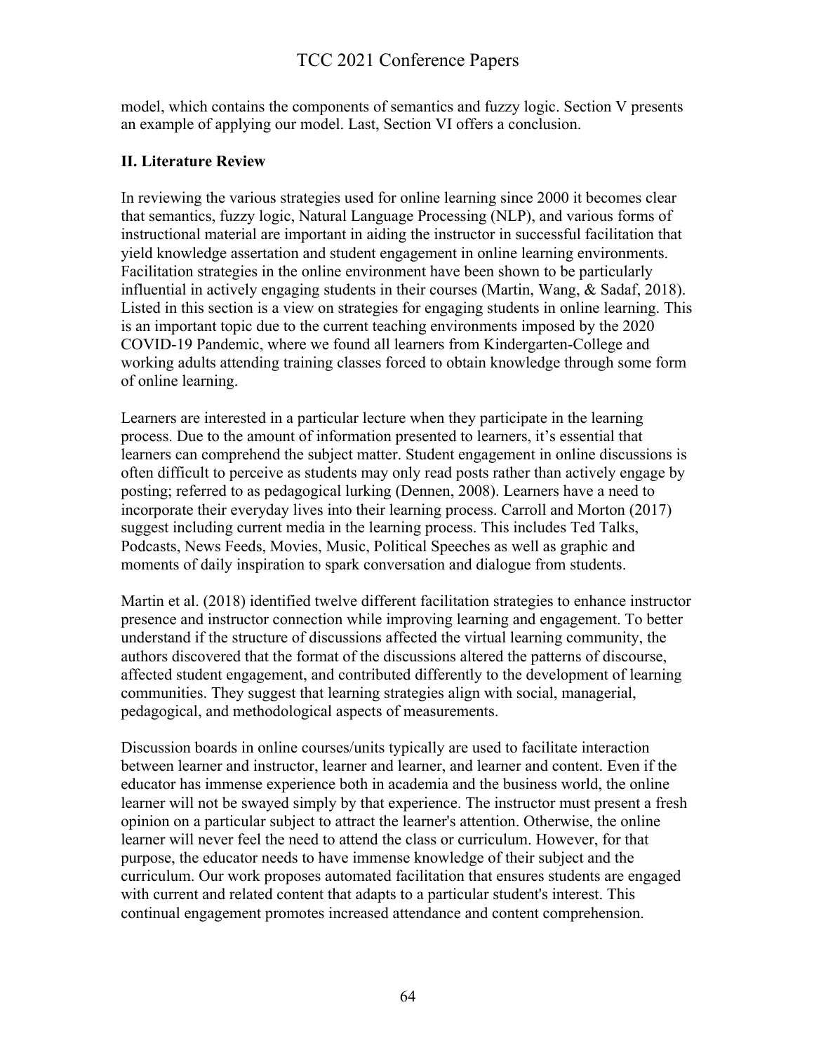model, which contains the components of semantics and fuzzy logic. Section V presents an example of applying our model. Last, Section VI offers a conclusion.

## II. Literature Review

In reviewing the various strategies used for online learning since 2000 it becomes clear that semantics, fuzzy logic, Natural Language Processing (NLP), and various forms of instructional material are important in aiding the instructor in successful facilitation that yield knowledge assertation and student engagement in online learning environments. Facilitation strategies in the online environment have been shown to be particularly influential in actively engaging students in their courses (Martin, Wang, & Sadaf, 2018). Listed in this section is a view on strategies for engaging students in online learning. This is an important topic due to the current teaching environments imposed by the 2020 COVID-19 Pandemic, where we found all learners from Kindergarten-College and working adults attending training classes forced to obtain knowledge through some form of online learning.

Learners are interested in a particular lecture when they participate in the learning process. Due to the amount of information presented to learners, it's essential that learners can comprehend the subject matter. Student engagement in online discussions is often difficult to perceive as students may only read posts rather than actively engage by posting; referred to as pedagogical lurking (Dennen, 2008). Learners have a need to incorporate their everyday lives into their learning process. Carroll and Morton (2017) suggest including current media in the learning process. This includes Ted Talks, Podcasts, News Feeds, Movies, Music, Political Speeches as well as graphic and moments of daily inspiration to spark conversation and dialogue from students.

Martin et al. (2018) identified twelve different facilitation strategies to enhance instructor presence and instructor connection while improving learning and engagement. To better understand if the structure of discussions affected the virtual learning community, the authors discovered that the format of the discussions altered the patterns of discourse, affected student engagement, and contributed differently to the development of learning communities. They suggest that learning strategies align with social, managerial, pedagogical, and methodological aspects of measurements.

Discussion boards in online courses/units typically are used to facilitate interaction between learner and instructor, learner and learner, and learner and content. Even if the educator has immense experience both in academia and the business world, the online learner will not be swayed simply by that experience. The instructor must present a fresh opinion on a particular subject to attract the learner's attention. Otherwise, the online learner will never feel the need to attend the class or curriculum. However, for that purpose, the educator needs to have immense knowledge of their subject and the curriculum. Our work proposes automated facilitation that ensures students are engaged with current and related content that adapts to a particular student's interest. This continual engagement promotes increased attendance and content comprehension.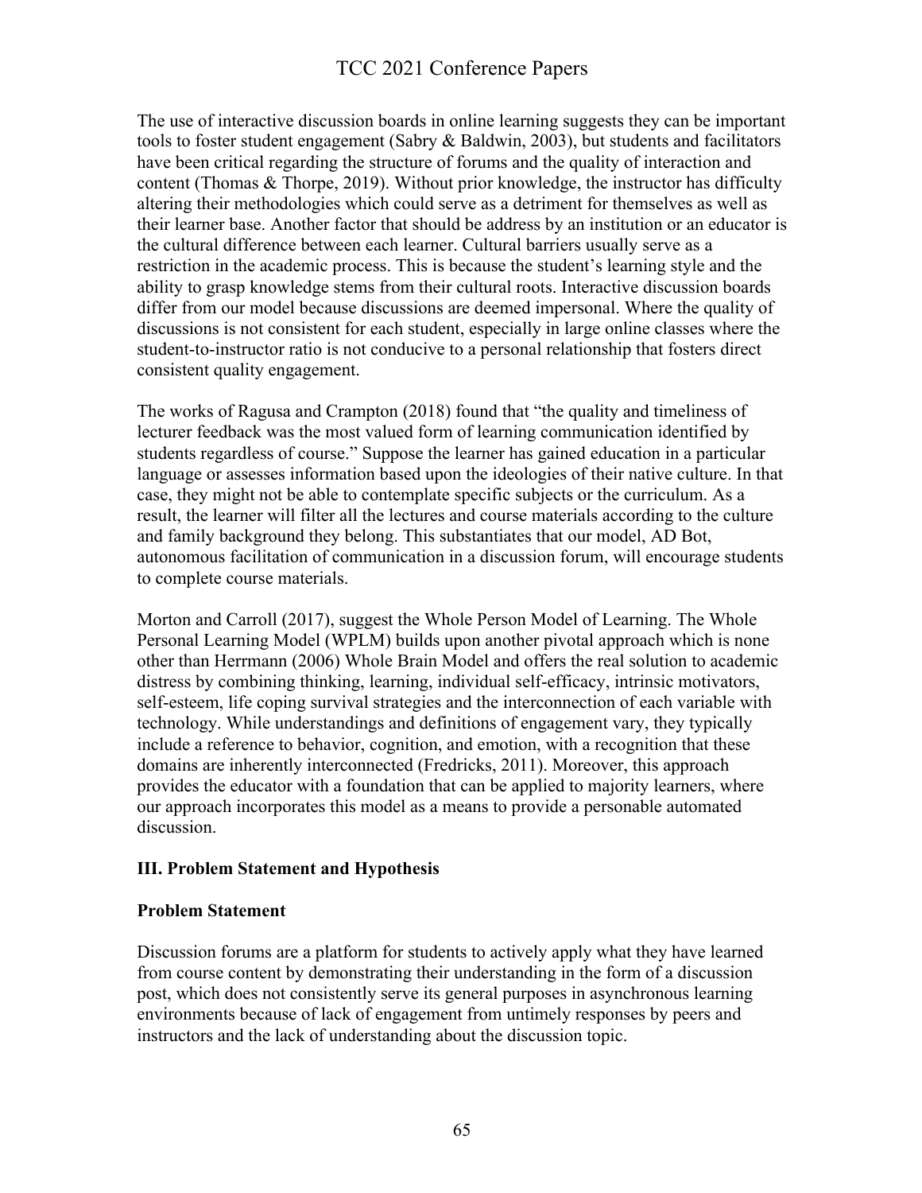The use of interactive discussion boards in online learning suggests they can be important tools to foster student engagement (Sabry & Baldwin, 2003), but students and facilitators have been critical regarding the structure of forums and the quality of interaction and content (Thomas & Thorpe, 2019). Without prior knowledge, the instructor has difficulty altering their methodologies which could serve as a detriment for themselves as well as their learner base. Another factor that should be address by an institution or an educator is the cultural difference between each learner. Cultural barriers usually serve as a restriction in the academic process. This is because the student's learning style and the ability to grasp knowledge stems from their cultural roots. Interactive discussion boards differ from our model because discussions are deemed impersonal. Where the quality of discussions is not consistent for each student, especially in large online classes where the student-to-instructor ratio is not conducive to a personal relationship that fosters direct consistent quality engagement.

The works of Ragusa and Crampton (2018) found that "the quality and timeliness of lecturer feedback was the most valued form of learning communication identified by students regardless of course." Suppose the learner has gained education in a particular language or assesses information based upon the ideologies of their native culture. In that case, they might not be able to contemplate specific subjects or the curriculum. As a result, the learner will filter all the lectures and course materials according to the culture and family background they belong. This substantiates that our model, AD Bot, autonomous facilitation of communication in a discussion forum, will encourage students to complete course materials.

Morton and Carroll (2017), suggest the Whole Person Model of Learning. The Whole Personal Learning Model (WPLM) builds upon another pivotal approach which is none other than Herrmann (2006) Whole Brain Model and offers the real solution to academic distress by combining thinking, learning, individual self-efficacy, intrinsic motivators, self-esteem, life coping survival strategies and the interconnection of each variable with technology. While understandings and definitions of engagement vary, they typically include a reference to behavior, cognition, and emotion, with a recognition that these domains are inherently interconnected (Fredricks, 2011). Moreover, this approach provides the educator with a foundation that can be applied to majority learners, where our approach incorporates this model as a means to provide a personable automated discussion.

## III. Problem Statement and Hypothesis

### Problem Statement

Discussion forums are a platform for students to actively apply what they have learned from course content by demonstrating their understanding in the form of a discussion post, which does not consistently serve its general purposes in asynchronous learning environments because of lack of engagement from untimely responses by peers and instructors and the lack of understanding about the discussion topic.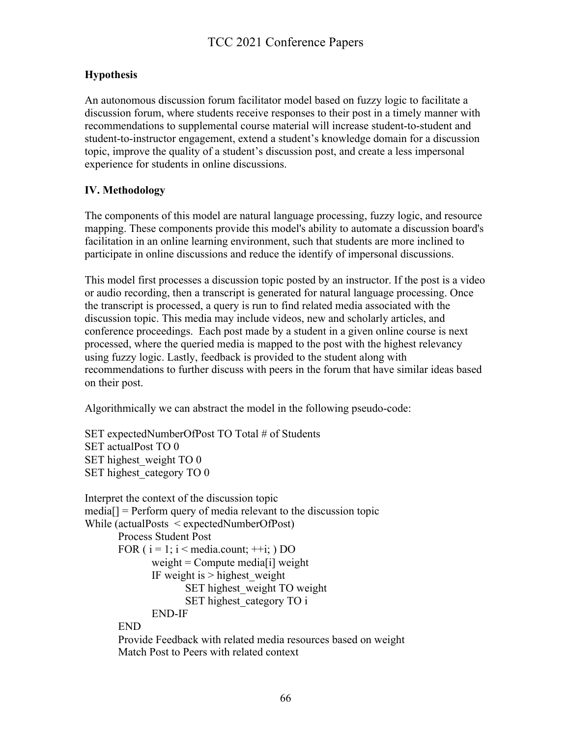### Hypothesis

An autonomous discussion forum facilitator model based on fuzzy logic to facilitate a discussion forum, where students receive responses to their post in a timely manner with recommendations to supplemental course material will increase student-to-student and student-to-instructor engagement, extend a student's knowledge domain for a discussion topic, improve the quality of a student's discussion post, and create a less impersonal experience for students in online discussions.

### IV. Methodology

The components of this model are natural language processing, fuzzy logic, and resource mapping. These components provide this model's ability to automate a discussion board's facilitation in an online learning environment, such that students are more inclined to participate in online discussions and reduce the identify of impersonal discussions.

This model first processes a discussion topic posted by an instructor. If the post is a video or audio recording, then a transcript is generated for natural language processing. Once the transcript is processed, a query is run to find related media associated with the discussion topic. This media may include videos, new and scholarly articles, and conference proceedings. Each post made by a student in a given online course is next processed, where the queried media is mapped to the post with the highest relevancy using fuzzy logic. Lastly, feedback is provided to the student along with recommendations to further discuss with peers in the forum that have similar ideas based on their post.

Algorithmically we can abstract the model in the following pseudo-code:

```
SET expectedNumberOfPost TO Total # of Students
SET actualPost TO 0
SET highest_weight TO 0
SET highest_category TO 0

Interpret the context of the discussion topic
media[] = Perform query of media relevant to the discussion topic
While (actualPosts  < expectedNumberOfPost)
        Process Student Post
        FOR ( i = 1; i < media.count; ++i; ) DO
                weight = Compute media[i] weight
                IF weight is > highest_weight
                        SET highest_weight TO weight
                        SET highest_category TO i
                END-IF
        END
        Provide Feedback with related media resources based on weight
        Match Post to Peers with related context
```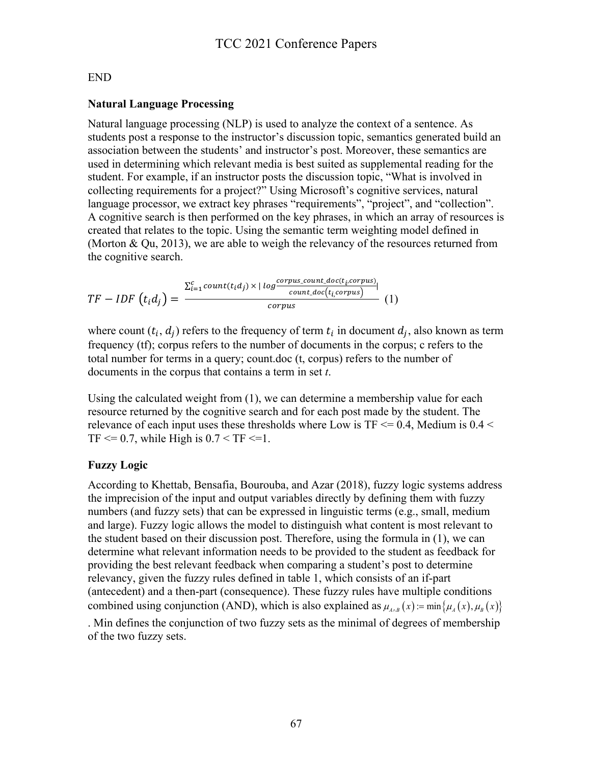END

### Natural Language Processing

Natural language processing (NLP) is used to analyze the context of a sentence. As students post a response to the instructor's discussion topic, semantics generated build an association between the students' and instructor's post. Moreover, these semantics are used in determining which relevant media is best suited as supplemental reading for the student. For example, if an instructor posts the discussion topic, "What is involved in collecting requirements for a project?" Using Microsoft's cognitive services, natural language processor, we extract key phrases "requirements", "project", and "collection". A cognitive search is then performed on the key phrases, in which an array of resources is created that relates to the topic. Using the semantic term weighting model defined in (Morton & Qu, 2013), we are able to weigh the relevancy of the resources returned from the cognitive search.

$$TF - IDF\ (t_i d_j) = \frac{\sum_{i=1}^{c} count(t_i d_j) \times |\ log \frac{corpus\_count\_doc(t_i, corpus)}{count\_doc(t_{i,} corpus)}|}{corpus} \quad (1)$$

where count ($t_i$, $d_j$) refers to the frequency of term $t_i$ in document $d_j$, also known as term frequency (tf); corpus refers to the number of documents in the corpus; c refers to the total number for terms in a query; count.doc (t, corpus) refers to the number of documents in the corpus that contains a term in set *t*.

Using the calculated weight from (1), we can determine a membership value for each resource returned by the cognitive search and for each post made by the student. The relevance of each input uses these thresholds where Low is TF <= 0.4, Medium is 0.4 < TF <= 0.7, while High is 0.7 < TF <=1.

### Fuzzy Logic

According to Khettab, Bensafia, Bourouba, and Azar (2018), fuzzy logic systems address the imprecision of the input and output variables directly by defining them with fuzzy numbers (and fuzzy sets) that can be expressed in linguistic terms (e.g., small, medium and large). Fuzzy logic allows the model to distinguish what content is most relevant to the student based on their discussion post. Therefore, using the formula in (1), we can determine what relevant information needs to be provided to the student as feedback for providing the best relevant feedback when comparing a student's post to determine relevancy, given the fuzzy rules defined in table 1, which consists of an if-part (antecedent) and a then-part (consequence). These fuzzy rules have multiple conditions combined using conjunction (AND), which is also explained as $\mu_{A \wedge B}(x) := \min\{\mu_A(x), \mu_B(x)\}$. Min defines the conjunction of two fuzzy sets as the minimal of degrees of membership of the two fuzzy sets.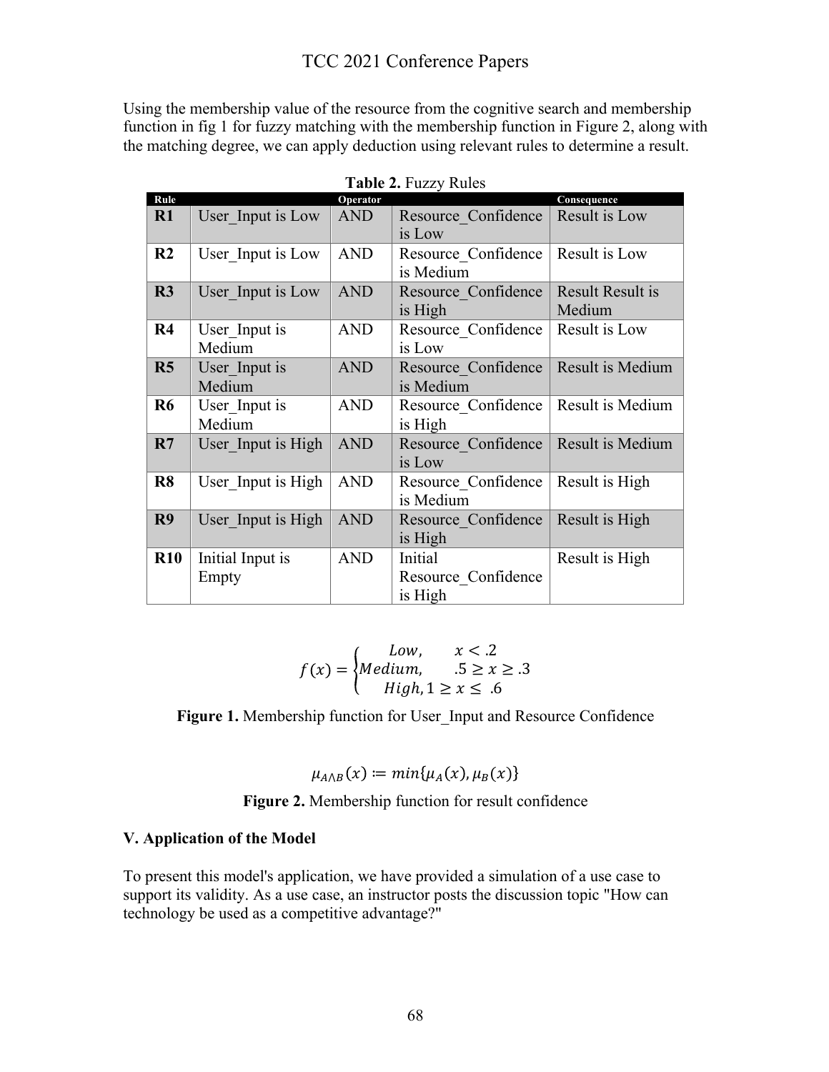Using the membership value of the resource from the cognitive search and membership function in fig 1 for fuzzy matching with the membership function in Figure 2, along with the matching degree, we can apply deduction using relevant rules to determine a result.

**Table 2.** Fuzzy Rules

| Rule | | Operator | | Consequence |
|---|---|---|---|---|
| **R1** | User_Input is Low | AND | Resource_Confidence is Low | Result is Low |
| **R2** | User_Input is Low | AND | Resource_Confidence is Medium | Result is Low |
| **R3** | User_Input is Low | AND | Resource_Confidence is High | Result Result is Medium |
| **R4** | User_Input is Medium | AND | Resource_Confidence is Low | Result is Low |
| **R5** | User_Input is Medium | AND | Resource_Confidence is Medium | Result is Medium |
| **R6** | User_Input is Medium | AND | Resource_Confidence is High | Result is Medium |
| **R7** | User_Input is High | AND | Resource_Confidence is Low | Result is Medium |
| **R8** | User_Input is High | AND | Resource_Confidence is Medium | Result is High |
| **R9** | User_Input is High | AND | Resource_Confidence is High | Result is High |
| **R10** | Initial Input is Empty | AND | Initial Resource_Confidence is High | Result is High |

$$f(x) = \begin{cases} Low, & x < .2 \\ Medium, & .5 \geq x \geq .3 \\ High, 1 \geq x \leq & .6 \end{cases}$$

**Figure 1.** Membership function for User_Input and Resource Confidence

$$\mu_{A \wedge B}(x) := min\{\mu_A(x), \mu_B(x)\}$$

**Figure 2.** Membership function for result confidence

### V. Application of the Model

To present this model's application, we have provided a simulation of a use case to support its validity. As a use case, an instructor posts the discussion topic "How can technology be used as a competitive advantage?"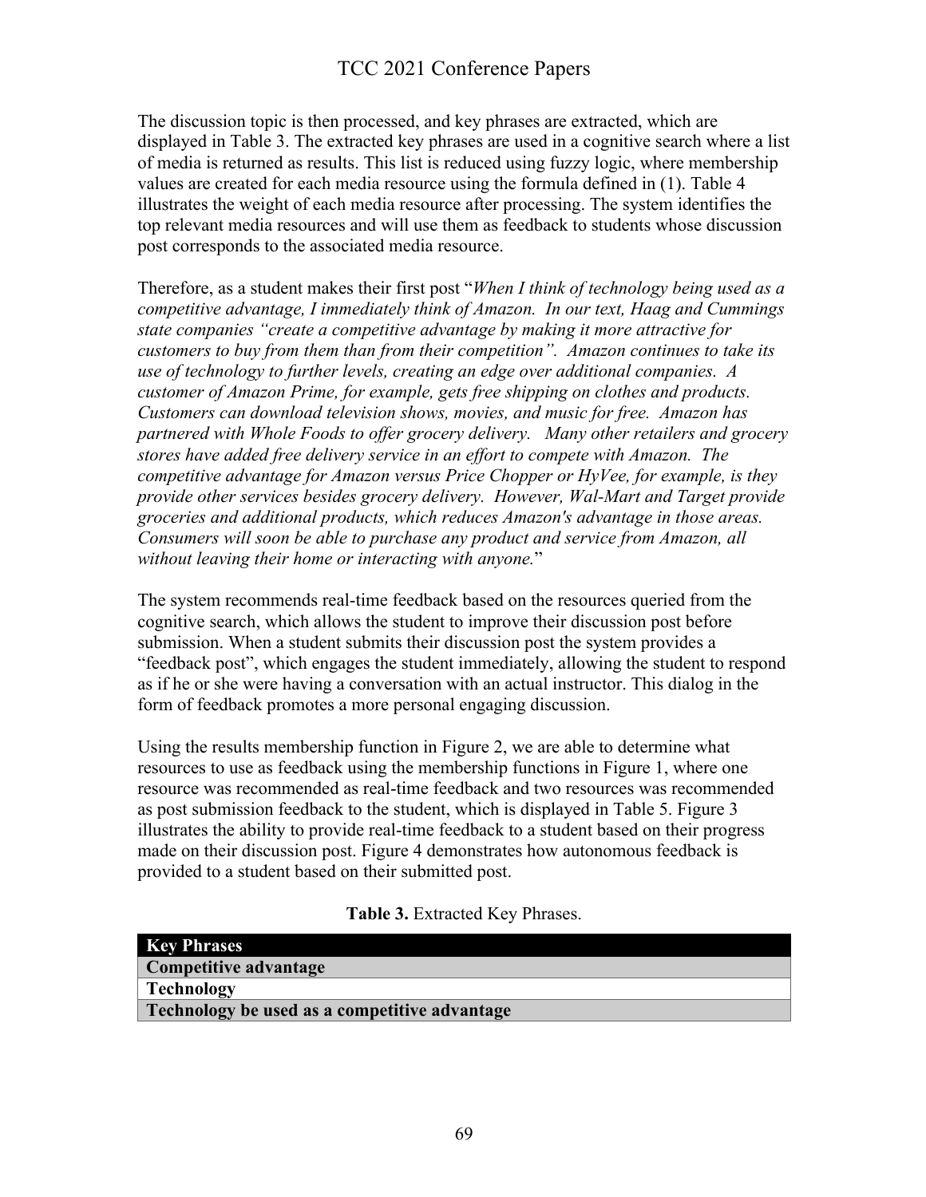The discussion topic is then processed, and key phrases are extracted, which are displayed in Table 3. The extracted key phrases are used in a cognitive search where a list of media is returned as results. This list is reduced using fuzzy logic, where membership values are created for each media resource using the formula defined in (1). Table 4 illustrates the weight of each media resource after processing. The system identifies the top relevant media resources and will use them as feedback to students whose discussion post corresponds to the associated media resource.

Therefore, as a student makes their first post "*When I think of technology being used as a competitive advantage, I immediately think of Amazon. In our text, Haag and Cummings state companies "create a competitive advantage by making it more attractive for customers to buy from them than from their competition". Amazon continues to take its use of technology to further levels, creating an edge over additional companies. A customer of Amazon Prime, for example, gets free shipping on clothes and products. Customers can download television shows, movies, and music for free. Amazon has partnered with Whole Foods to offer grocery delivery. Many other retailers and grocery stores have added free delivery service in an effort to compete with Amazon. The competitive advantage for Amazon versus Price Chopper or HyVee, for example, is they provide other services besides grocery delivery. However, Wal-Mart and Target provide groceries and additional products, which reduces Amazon's advantage in those areas. Consumers will soon be able to purchase any product and service from Amazon, all without leaving their home or interacting with anyone.*"

The system recommends real-time feedback based on the resources queried from the cognitive search, which allows the student to improve their discussion post before submission. When a student submits their discussion post the system provides a "feedback post", which engages the student immediately, allowing the student to respond as if he or she were having a conversation with an actual instructor. This dialog in the form of feedback promotes a more personal engaging discussion.

Using the results membership function in Figure 2, we are able to determine what resources to use as feedback using the membership functions in Figure 1, where one resource was recommended as real-time feedback and two resources was recommended as post submission feedback to the student, which is displayed in Table 5. Figure 3 illustrates the ability to provide real-time feedback to a student based on their progress made on their discussion post. Figure 4 demonstrates how autonomous feedback is provided to a student based on their submitted post.

**Table 3.** Extracted Key Phrases.

| **Key Phrases** |
| --- |
| **Competitive advantage** |
| **Technology** |
| **Technology be used as a competitive advantage** |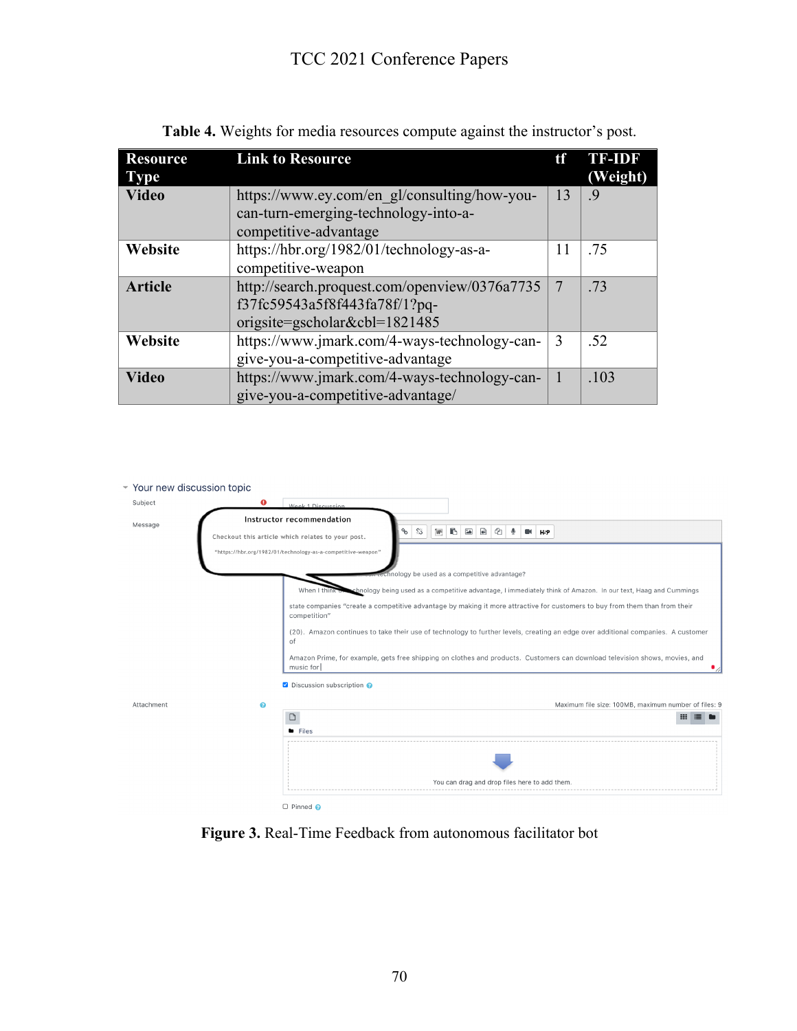**Table 4.** Weights for media resources compute against the instructor's post.

| Resource Type | Link to Resource | tf | TF-IDF (Weight) |
|---|---|---|---|
| **Video** | https://www.ey.com/en_gl/consulting/how-you-can-turn-emerging-technology-into-a-competitive-advantage | 13 | .9 |
| **Website** | https://hbr.org/1982/01/technology-as-a-competitive-weapon | 11 | .75 |
| **Article** | http://search.proquest.com/openview/0376a7735f37fc59543a5f8f443fa78f/1?pq-origsite=gscholar&cbl=1821485 | 7 | .73 |
| **Website** | https://www.jmark.com/4-ways-technology-can-give-you-a-competitive-advantage | 3 | .52 |
| **Video** | https://www.jmark.com/4-ways-technology-can-give-you-a-competitive-advantage/ | 1 | .103 |

**Figure 3.** Real-Time Feedback from autonomous facilitator bot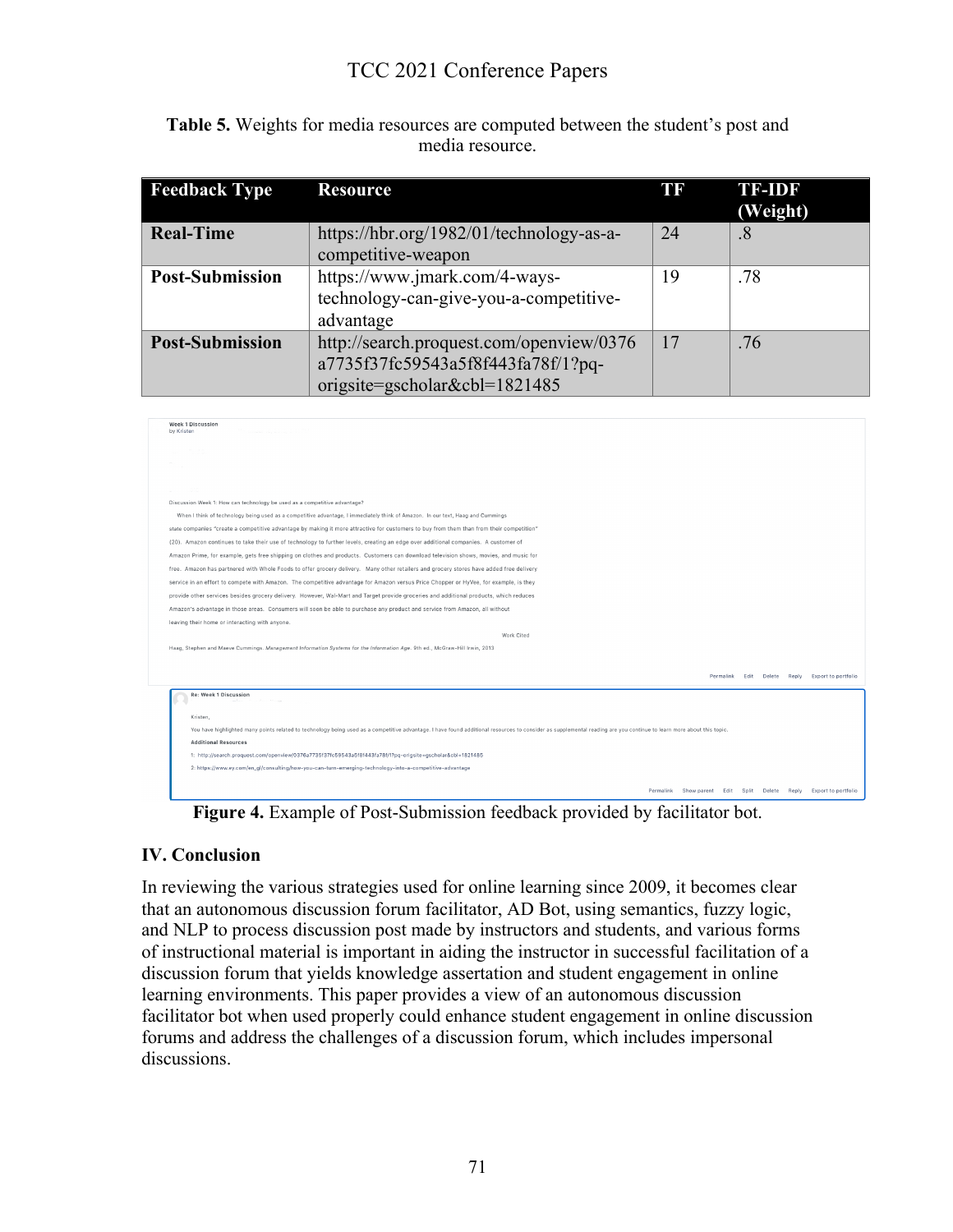**Table 5.** Weights for media resources are computed between the student's post and media resource.

| Feedback Type | Resource | TF | TF-IDF (Weight) |
|---|---|---|---|
| **Real-Time** | https://hbr.org/1982/01/technology-as-a-competitive-weapon | 24 | .8 |
| **Post-Submission** | https://www.jmark.com/4-ways-technology-can-give-you-a-competitive-advantage | 19 | .78 |
| **Post-Submission** | http://search.proquest.com/openview/0376a7735f37fc59543a5f8f443fa78f/1?pq-origsite=gscholar&cbl=1821485 | 17 | .76 |

Week 1 Discussion
by Kristen

Discussion Week 1: How can technology be used as a competitive advantage?

When I think of technology being used as a competitive advantage, I immediately think of Amazon. In our text, Haag and Cummings state companies "create a competitive advantage by making it more attractive for customers to buy from them than from their competition" (20). Amazon continues to take their use of technology to further levels, creating an edge over additional companies. A customer of Amazon Prime, for example, gets free shipping on clothes and products. Customers can download television shows, movies, and music for free. Amazon has partnered with Whole Foods to offer grocery delivery. Many other retailers and grocery stores have added free delivery service in an effort to compete with Amazon. The competitive advantage for Amazon versus Price Chopper or HyVee, for example, is they provide other services besides grocery delivery. However, Wal-Mart and Target provide groceries and additional products, which reduces Amazon's advantage in those areas. Consumers will soon be able to purchase any product and service from Amazon, all without leaving their home or interacting with anyone.

Work Cited

Haag, Stephen and Maeve Cummings. *Management Information Systems for the Information Age*. 9th ed., McGraw-Hill Irwin, 2013

Permalink Edit Delete Reply Export to portfolio

Re: Week 1 Discussion

Kristen,

You have highlighted many points related to technology being used as a competitive advantage. I have found additional resources to consider as supplemental reading are you continue to learn more about this topic.

**Additional Resources**

1: http://search.proquest.com/openview/0376a7735f37fc59543a5f8f443fa78f/1?pq-origsite=gscholar&cbl=1821485

2: https://www.ey.com/en_gl/consulting/how-you-can-turn-emerging-technology-into-a-competitive-advantage

Permalink Show parent Edit Split Delete Reply Export to portfolio

**Figure 4.** Example of Post-Submission feedback provided by facilitator bot.

## IV. Conclusion

In reviewing the various strategies used for online learning since 2009, it becomes clear that an autonomous discussion forum facilitator, AD Bot, using semantics, fuzzy logic, and NLP to process discussion post made by instructors and students, and various forms of instructional material is important in aiding the instructor in successful facilitation of a discussion forum that yields knowledge assertation and student engagement in online learning environments. This paper provides a view of an autonomous discussion facilitator bot when used properly could enhance student engagement in online discussion forums and address the challenges of a discussion forum, which includes impersonal discussions.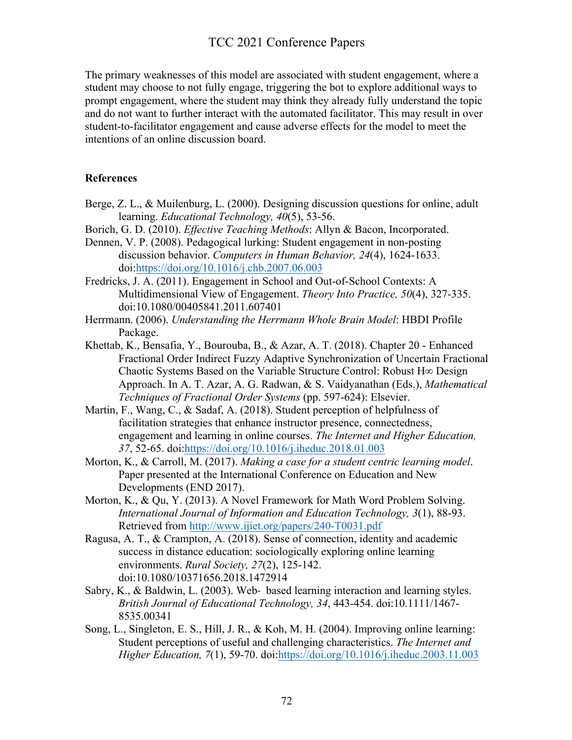The primary weaknesses of this model are associated with student engagement, where a student may choose to not fully engage, triggering the bot to explore additional ways to prompt engagement, where the student may think they already fully understand the topic and do not want to further interact with the automated facilitator. This may result in over student-to-facilitator engagement and cause adverse effects for the model to meet the intentions of an online discussion board.

**References**

Berge, Z. L., & Muilenburg, L. (2000). Designing discussion questions for online, adult learning. *Educational Technology, 40*(5), 53-56.

Borich, G. D. (2010). *Effective Teaching Methods*: Allyn & Bacon, Incorporated.

Dennen, V. P. (2008). Pedagogical lurking: Student engagement in non-posting discussion behavior. *Computers in Human Behavior, 24*(4), 1624-1633. doi:https://doi.org/10.1016/j.chb.2007.06.003

Fredricks, J. A. (2011). Engagement in School and Out-of-School Contexts: A Multidimensional View of Engagement. *Theory Into Practice, 50*(4), 327-335. doi:10.1080/00405841.2011.607401

Herrmann. (2006). *Understanding the Herrmann Whole Brain Model*: HBDI Profile Package.

Khettab, K., Bensafia, Y., Bourouba, B., & Azar, A. T. (2018). Chapter 20 - Enhanced Fractional Order Indirect Fuzzy Adaptive Synchronization of Uncertain Fractional Chaotic Systems Based on the Variable Structure Control: Robust H∞ Design Approach. In A. T. Azar, A. G. Radwan, & S. Vaidyanathan (Eds.), *Mathematical Techniques of Fractional Order Systems* (pp. 597-624): Elsevier.

Martin, F., Wang, C., & Sadaf, A. (2018). Student perception of helpfulness of facilitation strategies that enhance instructor presence, connectedness, engagement and learning in online courses. *The Internet and Higher Education, 37*, 52-65. doi:https://doi.org/10.1016/j.iheduc.2018.01.003

Morton, K., & Carroll, M. (2017). *Making a case for a student centric learning model*. Paper presented at the International Conference on Education and New Developments (END 2017).

Morton, K., & Qu, Y. (2013). A Novel Framework for Math Word Problem Solving. *International Journal of Information and Education Technology, 3*(1), 88-93. Retrieved from http://www.ijiet.org/papers/240-T0031.pdf

Ragusa, A. T., & Crampton, A. (2018). Sense of connection, identity and academic success in distance education: sociologically exploring online learning environments. *Rural Society, 27*(2), 125-142. doi:10.1080/10371656.2018.1472914

Sabry, K., & Baldwin, L. (2003). Web- based learning interaction and learning styles. *British Journal of Educational Technology, 34*, 443-454. doi:10.1111/1467-8535.00341

Song, L., Singleton, E. S., Hill, J. R., & Koh, M. H. (2004). Improving online learning: Student perceptions of useful and challenging characteristics. *The Internet and Higher Education, 7*(1), 59-70. doi:https://doi.org/10.1016/j.iheduc.2003.11.003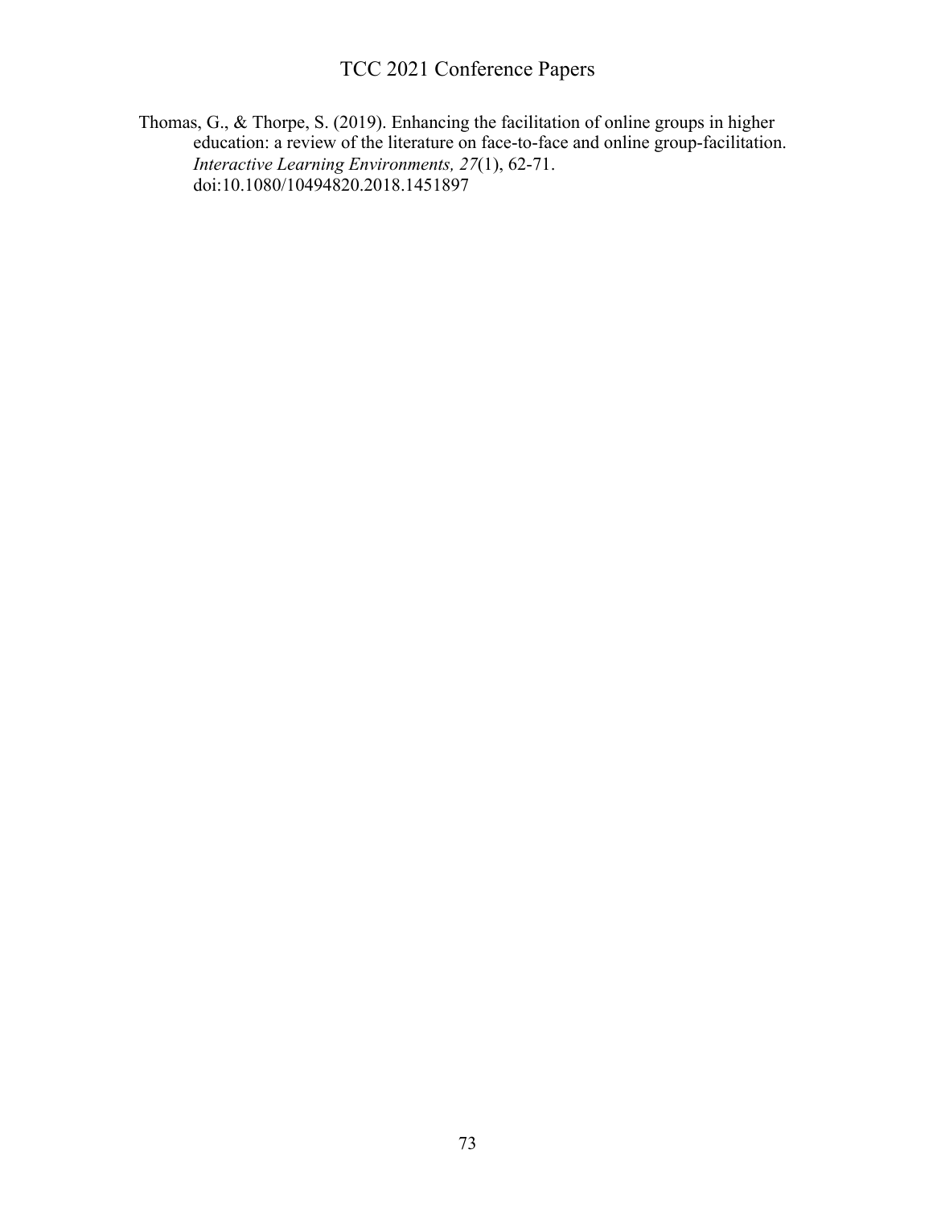Thomas, G., & Thorpe, S. (2019). Enhancing the facilitation of online groups in higher education: a review of the literature on face-to-face and online group-facilitation. *Interactive Learning Environments, 27*(1), 62-71. doi:10.1080/10494820.2018.1451897